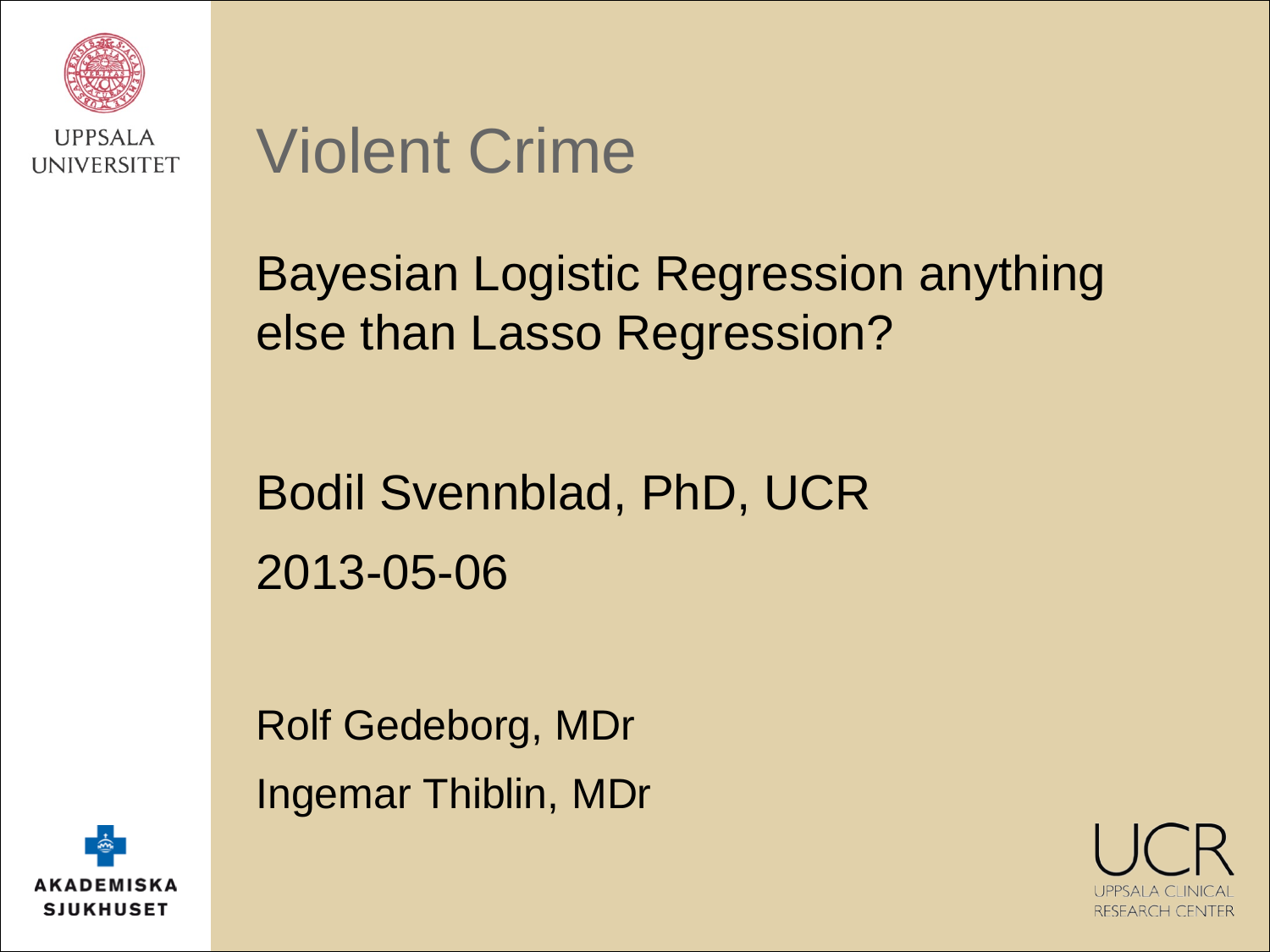# Violent Crime

Bayesian Logistic Regression anything else than Lasso Regression?

Bodil Svennblad, PhD, UCR

2013-05-06

Rolf Gedeborg, MDr

Ingemar Thiblin, MDr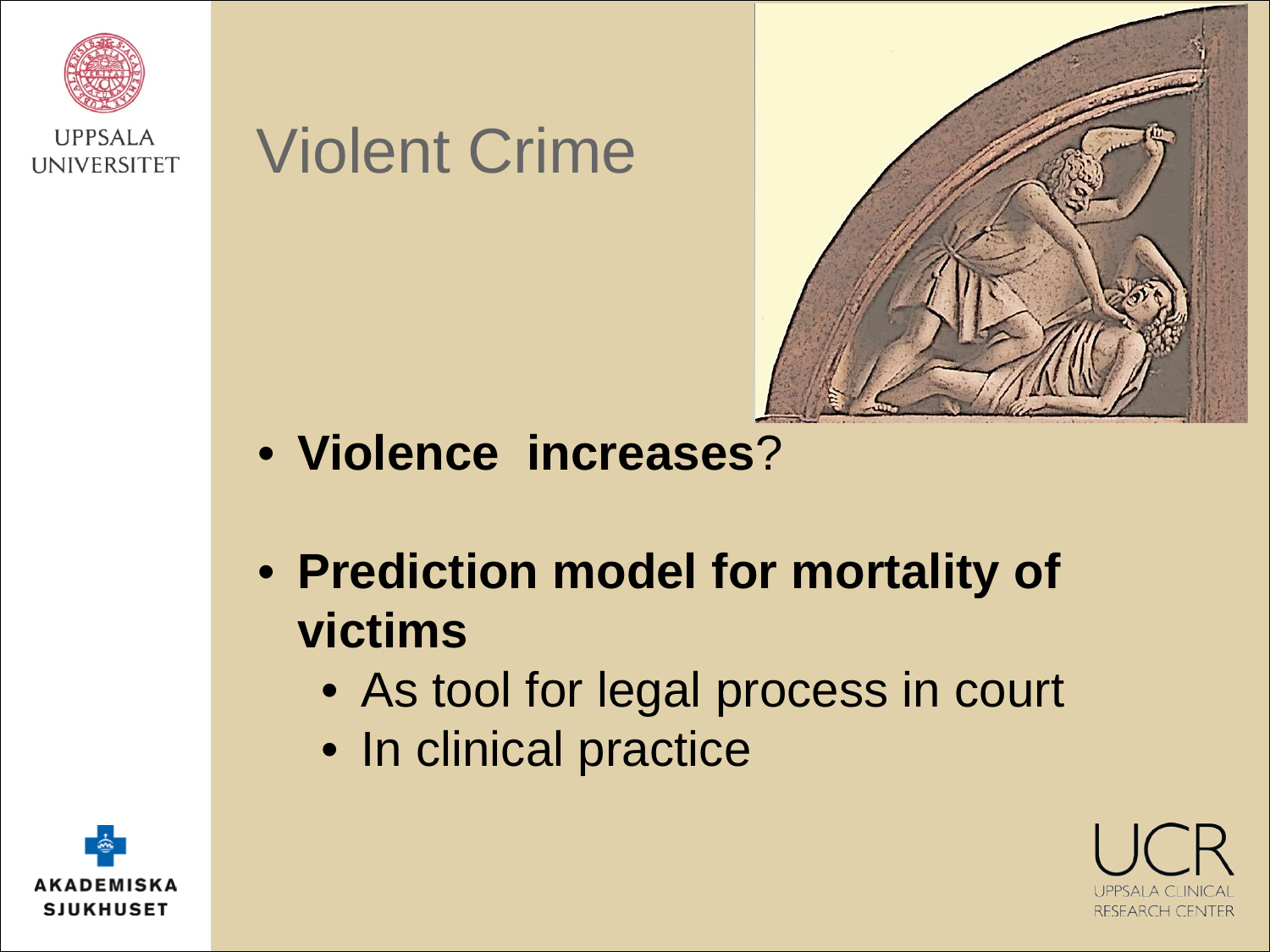# Violent Crime

- **Violence increases**?
- **Prediction model for mortality of victims**
  - As tool for legal process in court
  - In clinical practice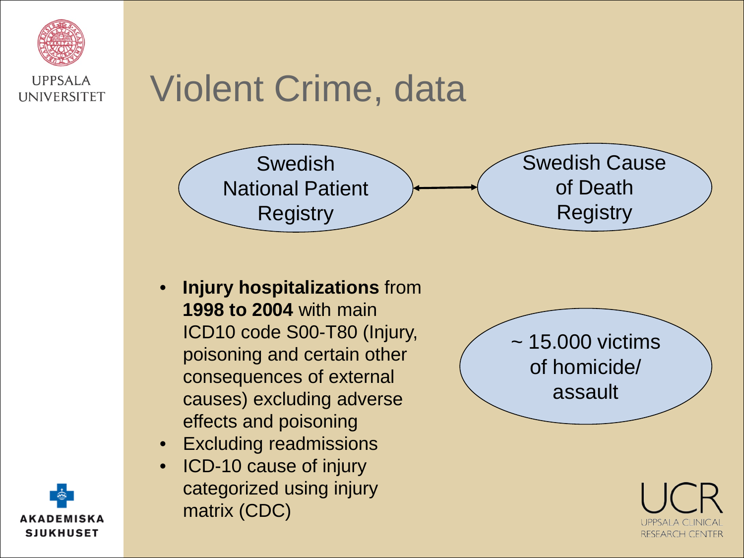# Violent Crime, data

Swedish National Patient Registry ↔ Swedish Cause of Death Registry

- **Injury hospitalizations** from **1998 to 2004** with main ICD10 code S00-T80 (Injury, poisoning and certain other consequences of external causes) excluding adverse effects and poisoning
- Excluding readmissions
- ICD-10 cause of injury categorized using injury matrix (CDC)

~ 15.000 victims of homicide/ assault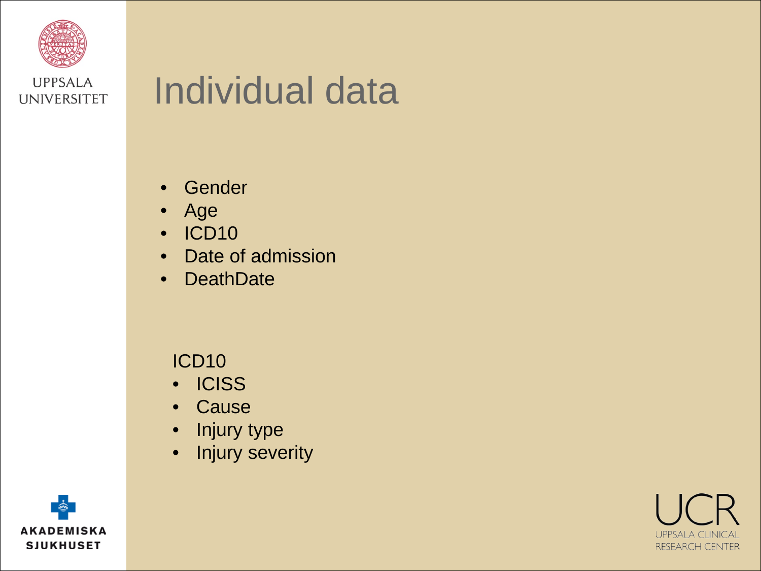# Individual data

- Gender
- Age
- ICD10
- Date of admission
- DeathDate

ICD10

- ICISS
- Cause
- Injury type
- Injury severity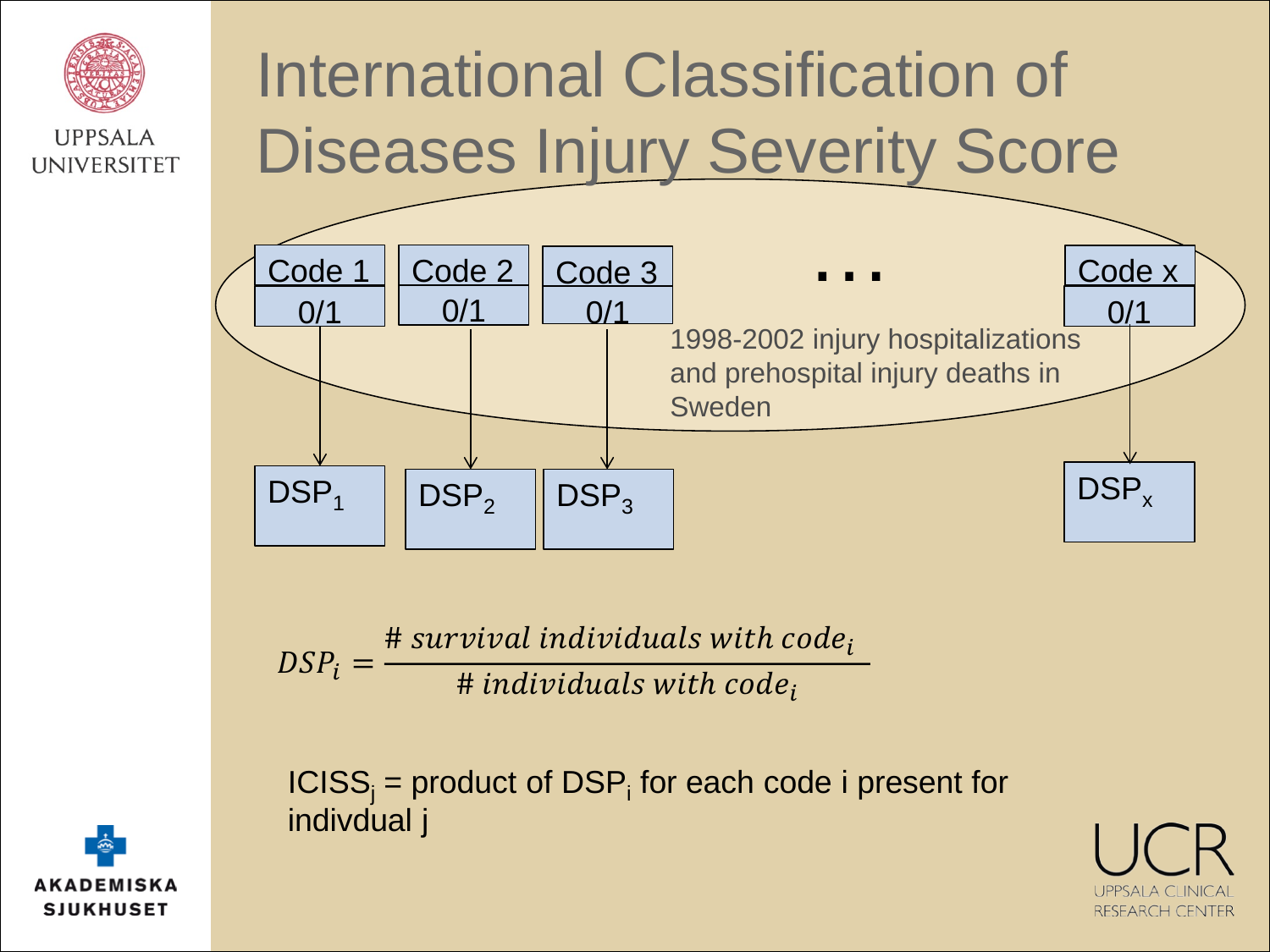# International Classification of Diseases Injury Severity Score

| Code 1 | Code 2 | Code 3 | ... | Code x |
|---|---|---|---|---|
| 0/1 | 0/1 | 0/1 | | 0/1 |
| ↓ | ↓ | ↓ | | ↓ |
| $DSP_1$ | $DSP_2$ | $DSP_3$ | | $DSP_x$ |

1998-2002 injury hospitalizations and prehospital injury deaths in Sweden

$$DSP_i = \frac{\#\ survival\ individuals\ with\ code_i}{\#\ individuals\ with\ code_i}$$

$ICISS_j$ = product of $DSP_i$ for each code i present for indivdual j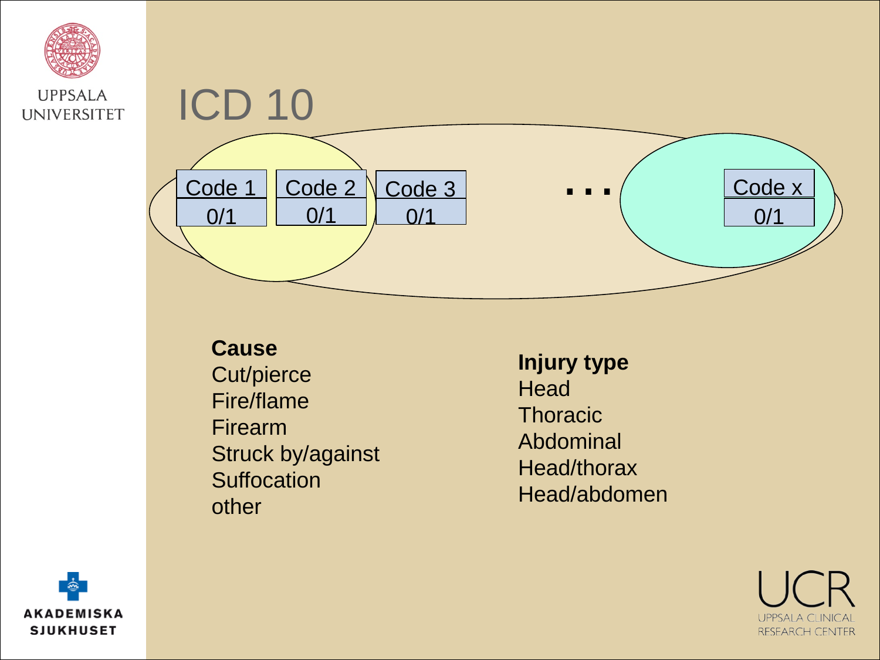# ICD 10

| Code 1 | Code 2 | Code 3 | . . . | Code x |
| --- | --- | --- | --- | --- |
| 0/1 | 0/1 | 0/1 | | 0/1 |

**Cause**
Cut/pierce
Fire/flame
Firearm
Struck by/against
Suffocation
other

**Injury type**
Head
Thoracic
Abdominal
Head/thorax
Head/abdomen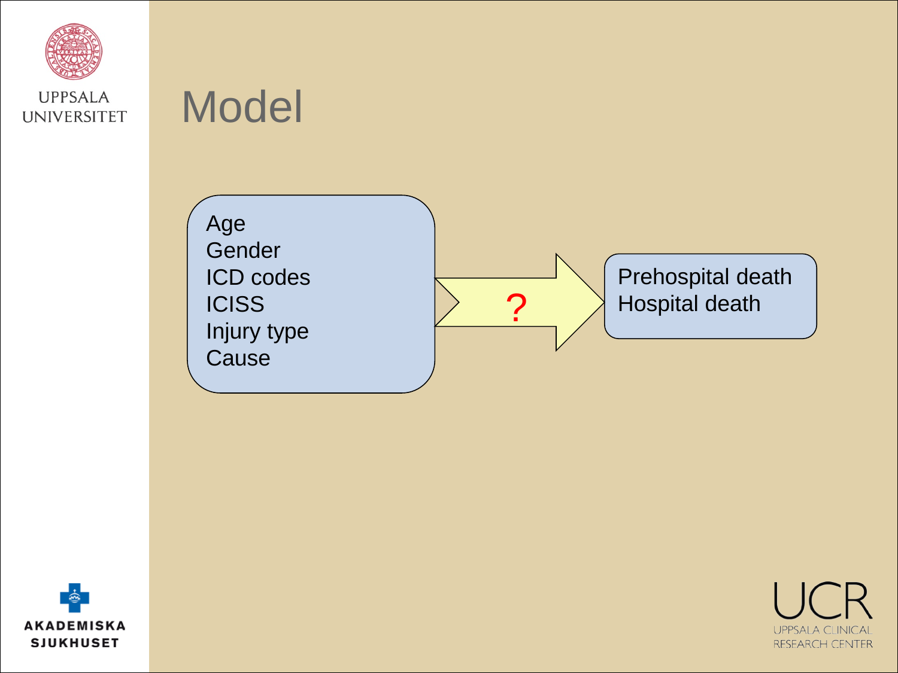# Model

Age
Gender
ICD codes
ICISS
Injury type
Cause

?

Prehospital death
Hospital death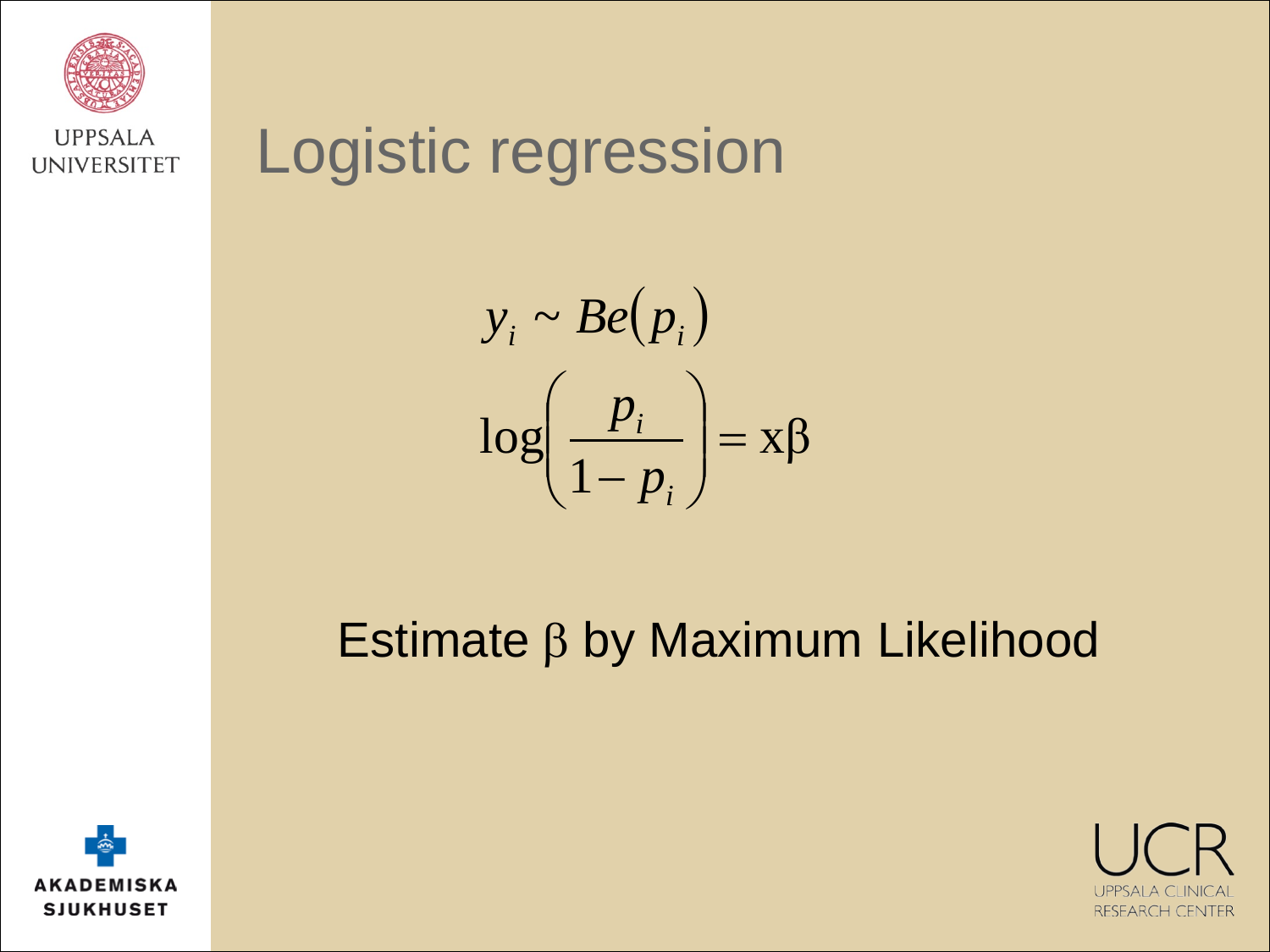# Logistic regression

$$y_i \sim Be(p_i)$$

$$\log\left(\frac{p_i}{1-p_i}\right) = \mathrm{x}\beta$$

Estimate $\beta$ by Maximum Likelihood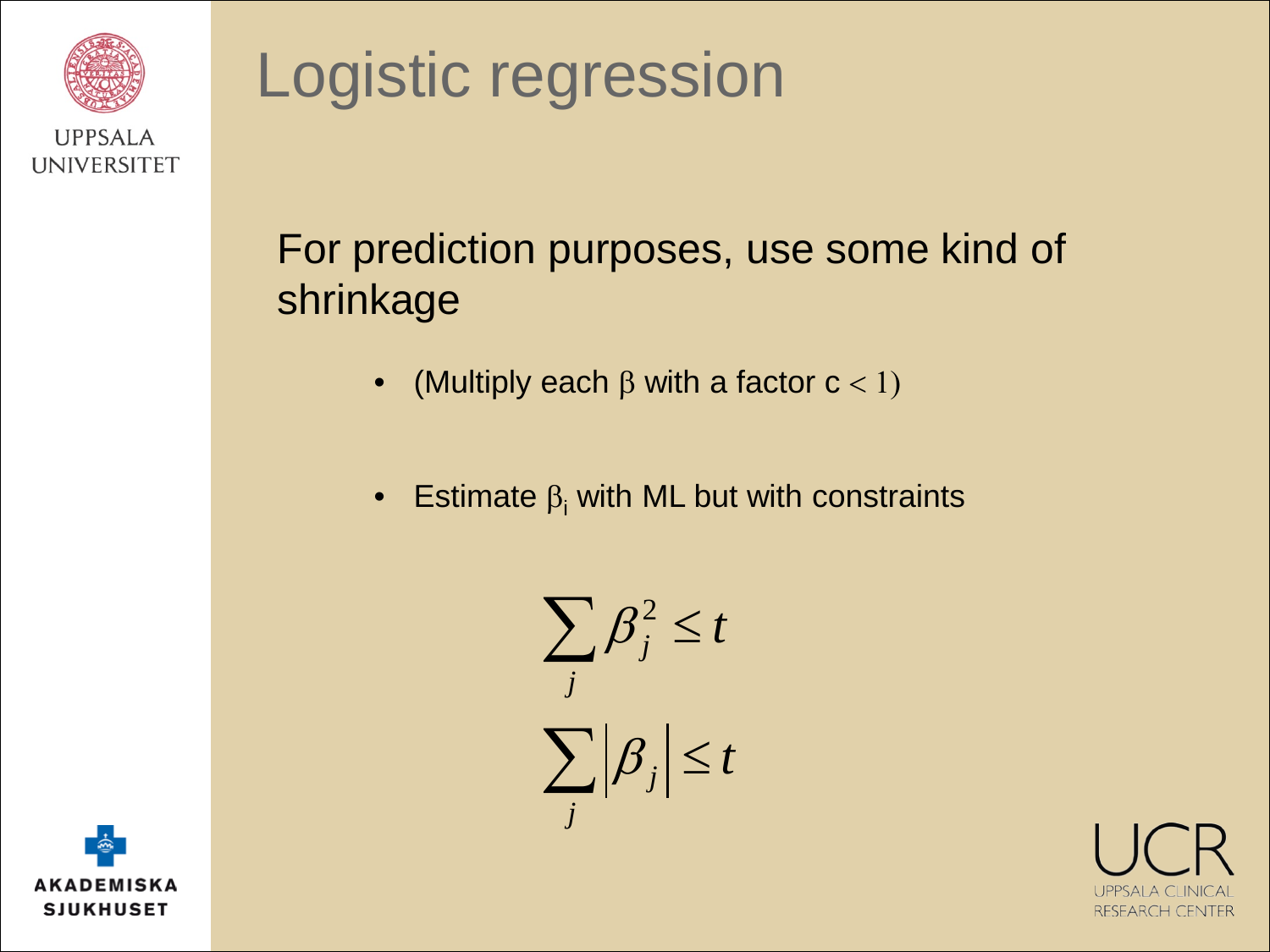# Logistic regression

For prediction purposes, use some kind of shrinkage

- (Multiply each $\beta$ with a factor c $< 1$)
- Estimate $\beta_i$ with ML but with constraints

$$\sum_j \beta_j^2 \leq t$$

$$\sum_j \left|\beta_j\right| \leq t$$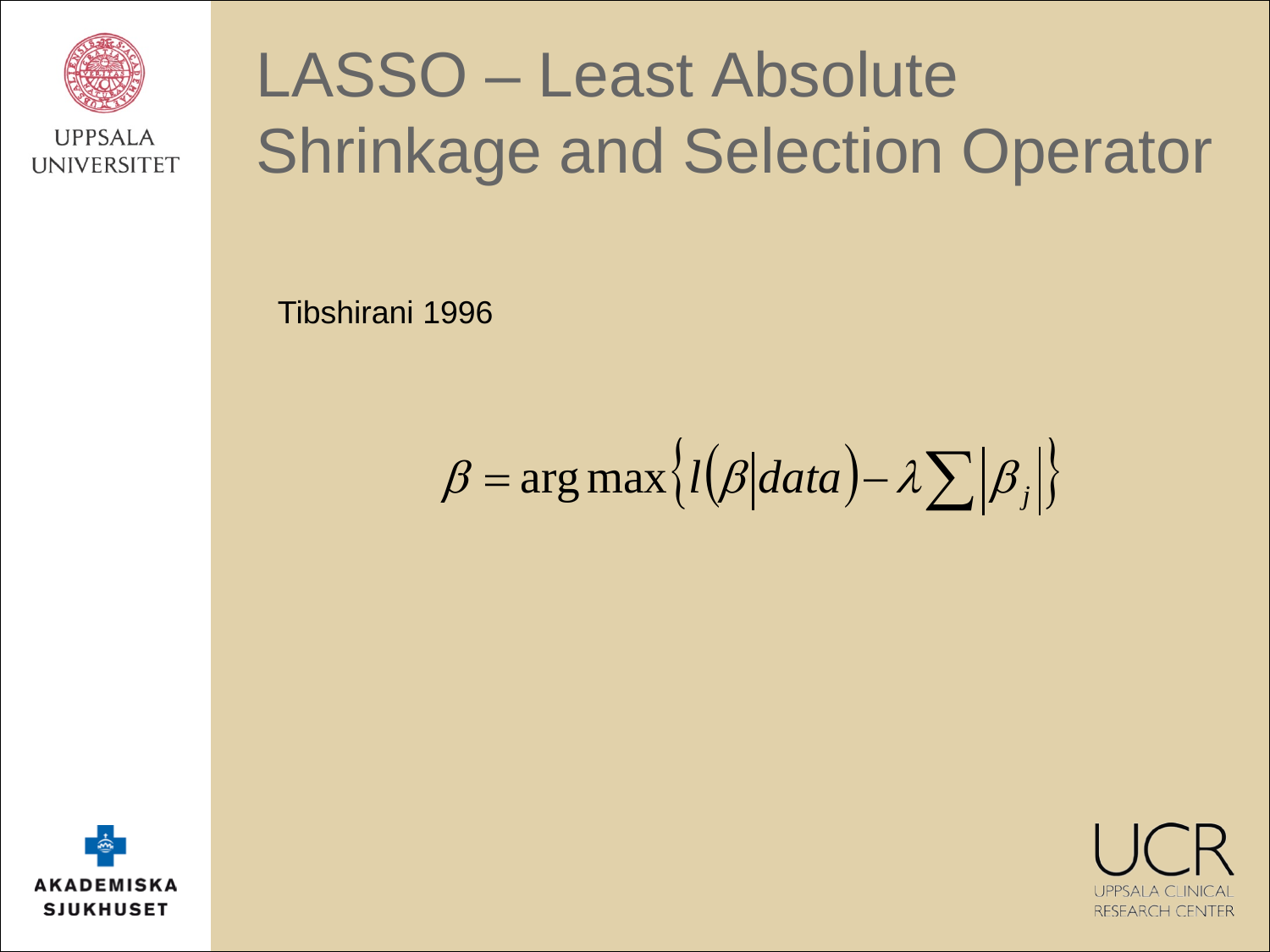# LASSO – Least Absolute Shrinkage and Selection Operator

Tibshirani 1996

$$\beta = \arg\max \left\{ l\left(\beta \middle| data\right) - \lambda \sum \left|\beta_j\right| \right\}$$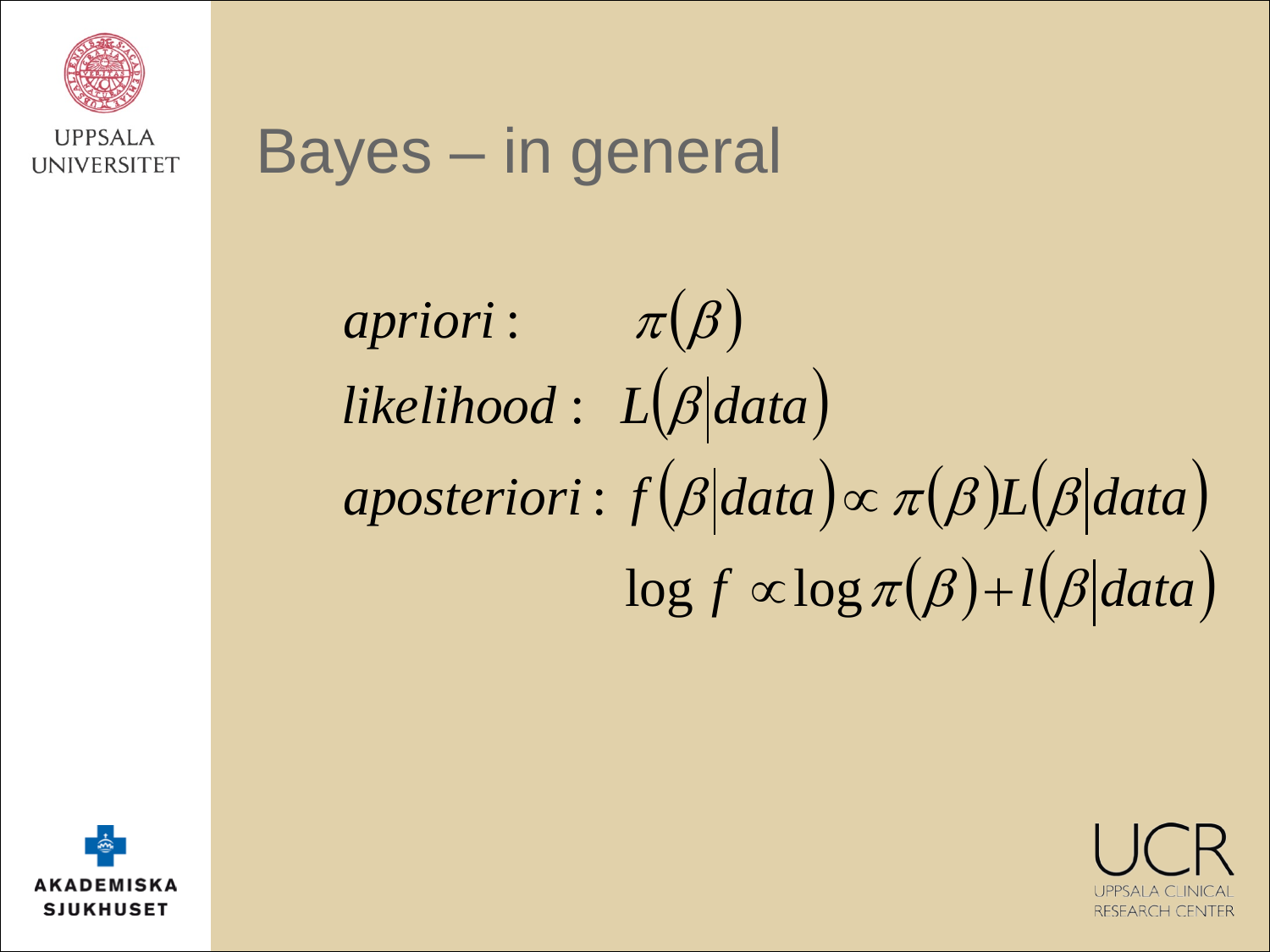# Bayes – in general

$$apriori: \quad \pi(\beta)$$

$$likelihood: \quad L(\beta | data)$$

$$aposteriori: \quad f(\beta | data) \propto \pi(\beta) L(\beta | data)$$

$$\log f \propto \log \pi(\beta) + l(\beta | data)$$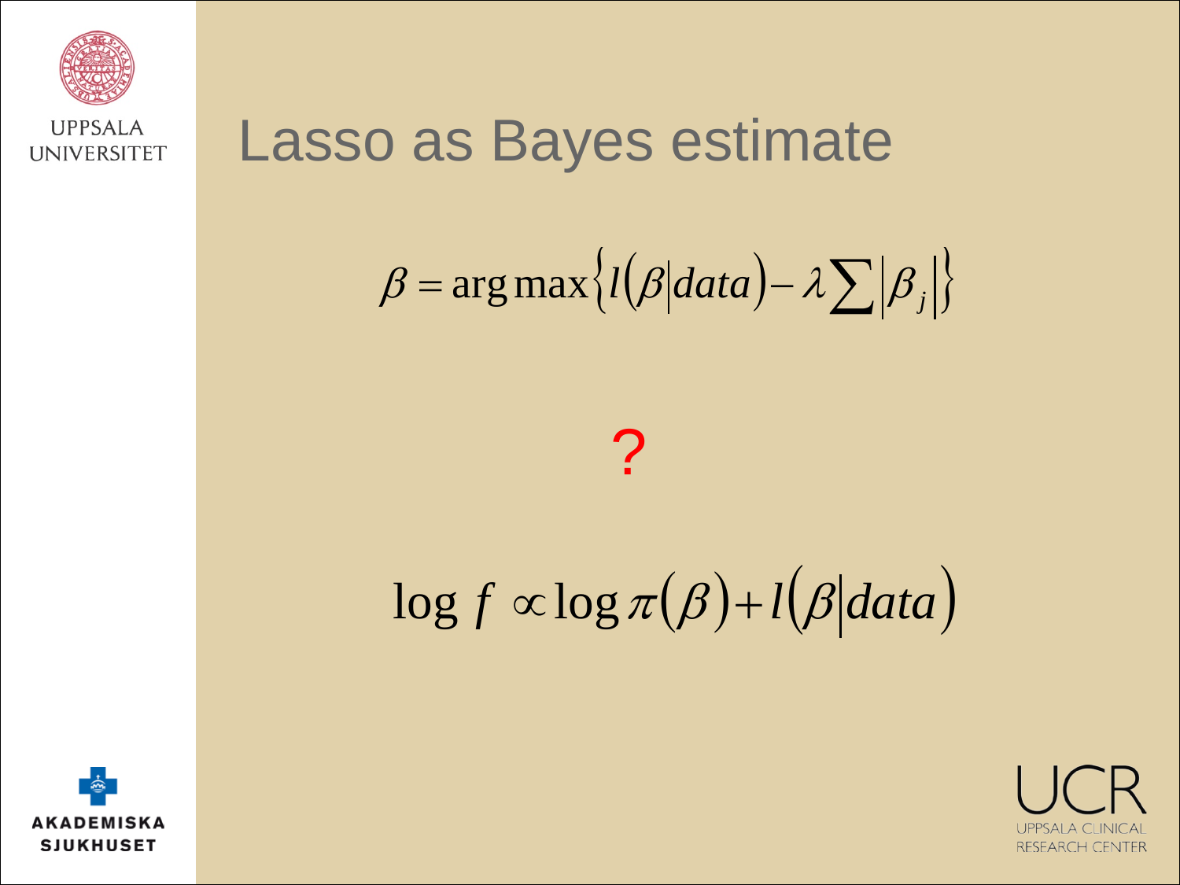# Lasso as Bayes estimate

$$\beta = \arg\max\left\{ l(\beta|data) - \lambda \sum |\beta_j| \right\}$$

?

$$\log f \propto \log \pi(\beta) + l(\beta|data)$$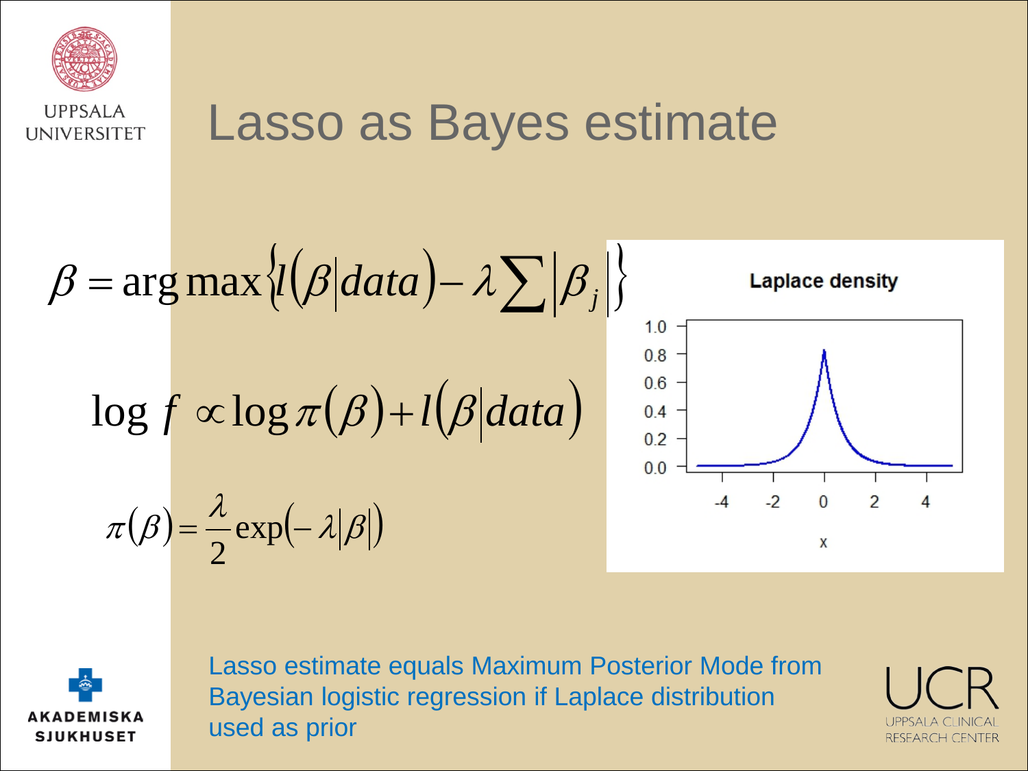# Lasso as Bayes estimate

$$\beta = \arg\max\left\{l\left(\beta \middle| data\right) - \lambda \sum \left|\beta_j\right|\right\}$$

$$\log f \propto \log \pi(\beta) + l\left(\beta \middle| data\right)$$

$$\pi(\beta) = \frac{\lambda}{2}\exp\left(-\lambda\left|\beta\right|\right)$$

Lasso estimate equals Maximum Posterior Mode from Bayesian logistic regression if Laplace distribution used as prior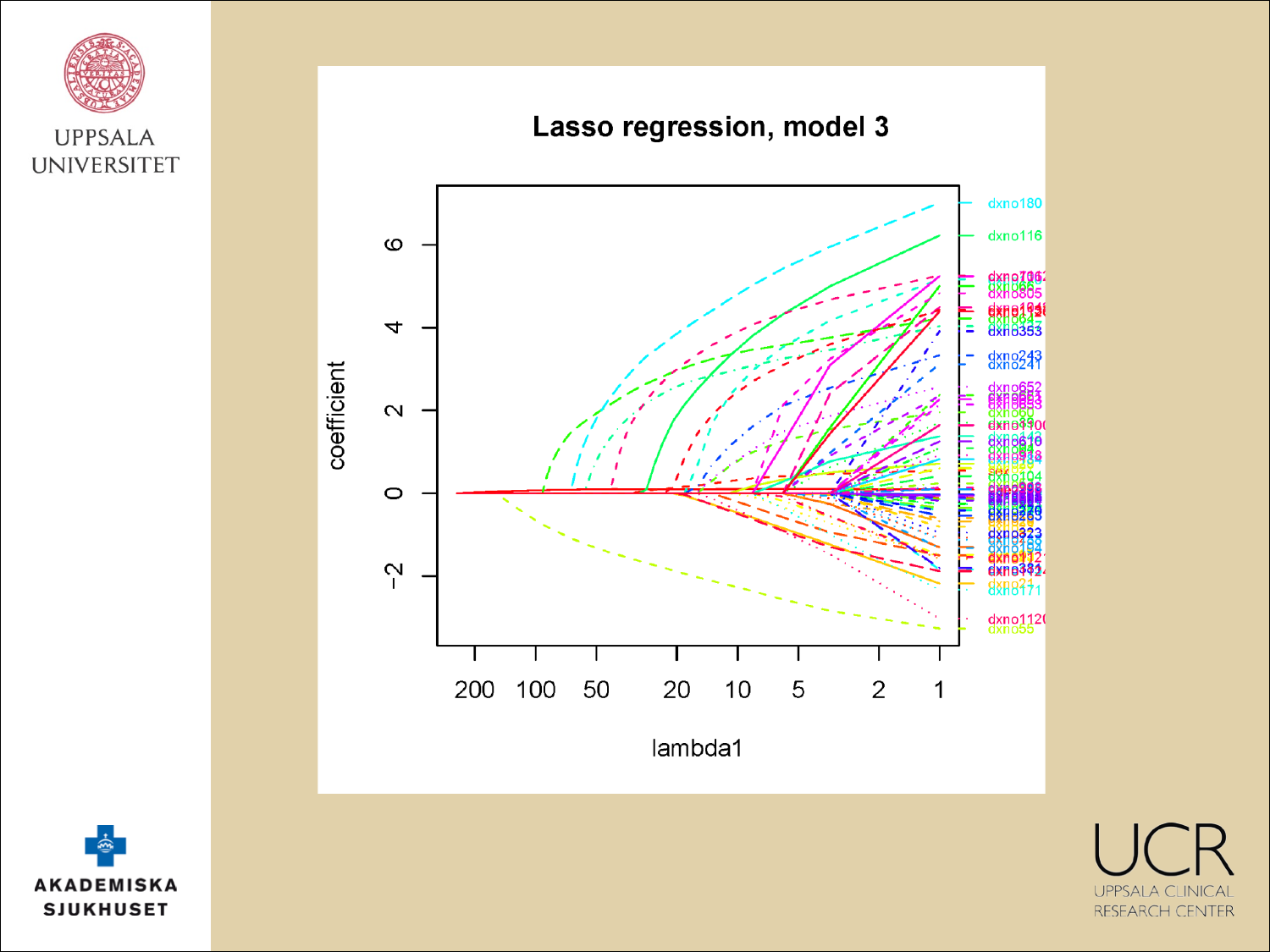# Lasso regression, model 3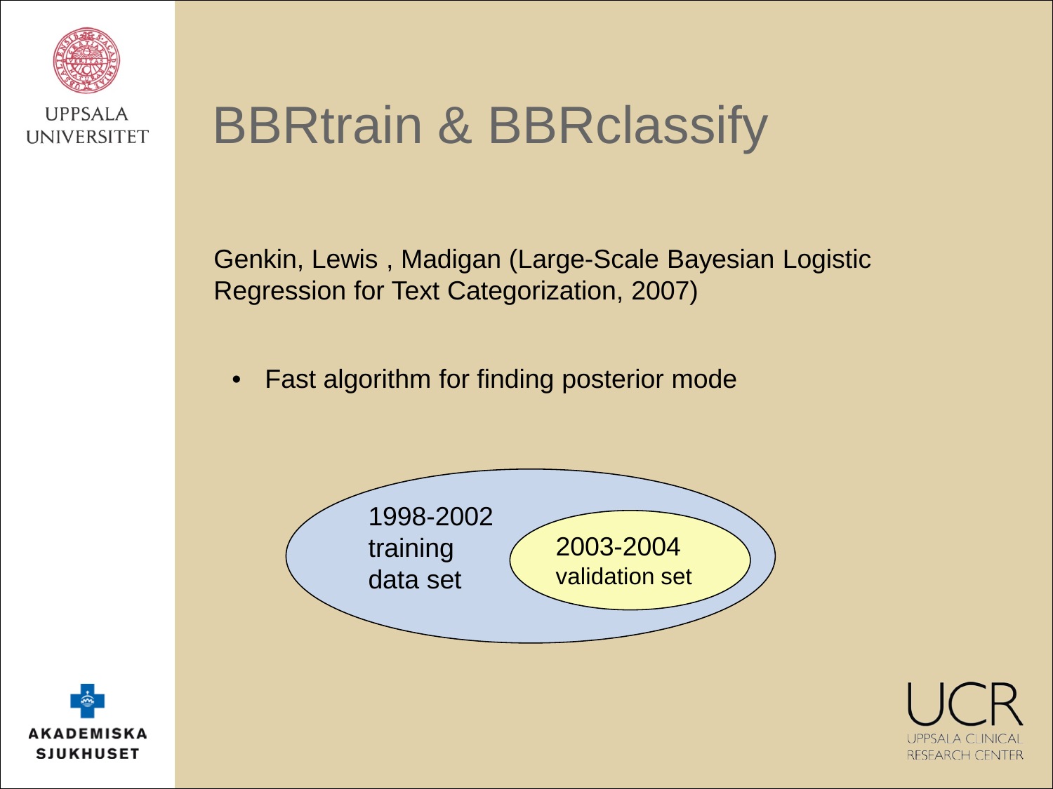# BBRtrain & BBRclassify

Genkin, Lewis , Madigan (Large-Scale Bayesian Logistic Regression for Text Categorization, 2007)

- Fast algorithm for finding posterior mode

1998-2002
training
data set

2003-2004
validation set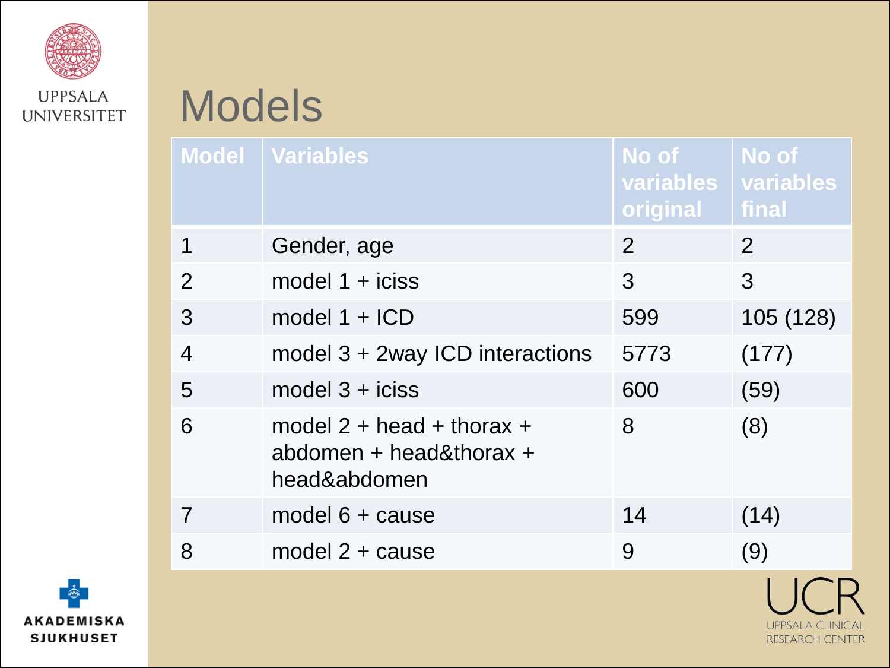# Models

| Model | Variables | No of variables original | No of variables final |
|---|---|---|---|
| 1 | Gender, age | 2 | 2 |
| 2 | model 1 + iciss | 3 | 3 |
| 3 | model 1 + ICD | 599 | 105 (128) |
| 4 | model 3 + 2way ICD interactions | 5773 | (177) |
| 5 | model 3 + iciss | 600 | (59) |
| 6 | model 2 + head + thorax + abdomen + head&thorax + head&abdomen | 8 | (8) |
| 7 | model 6 + cause | 14 | (14) |
| 8 | model 2 + cause | 9 | (9) |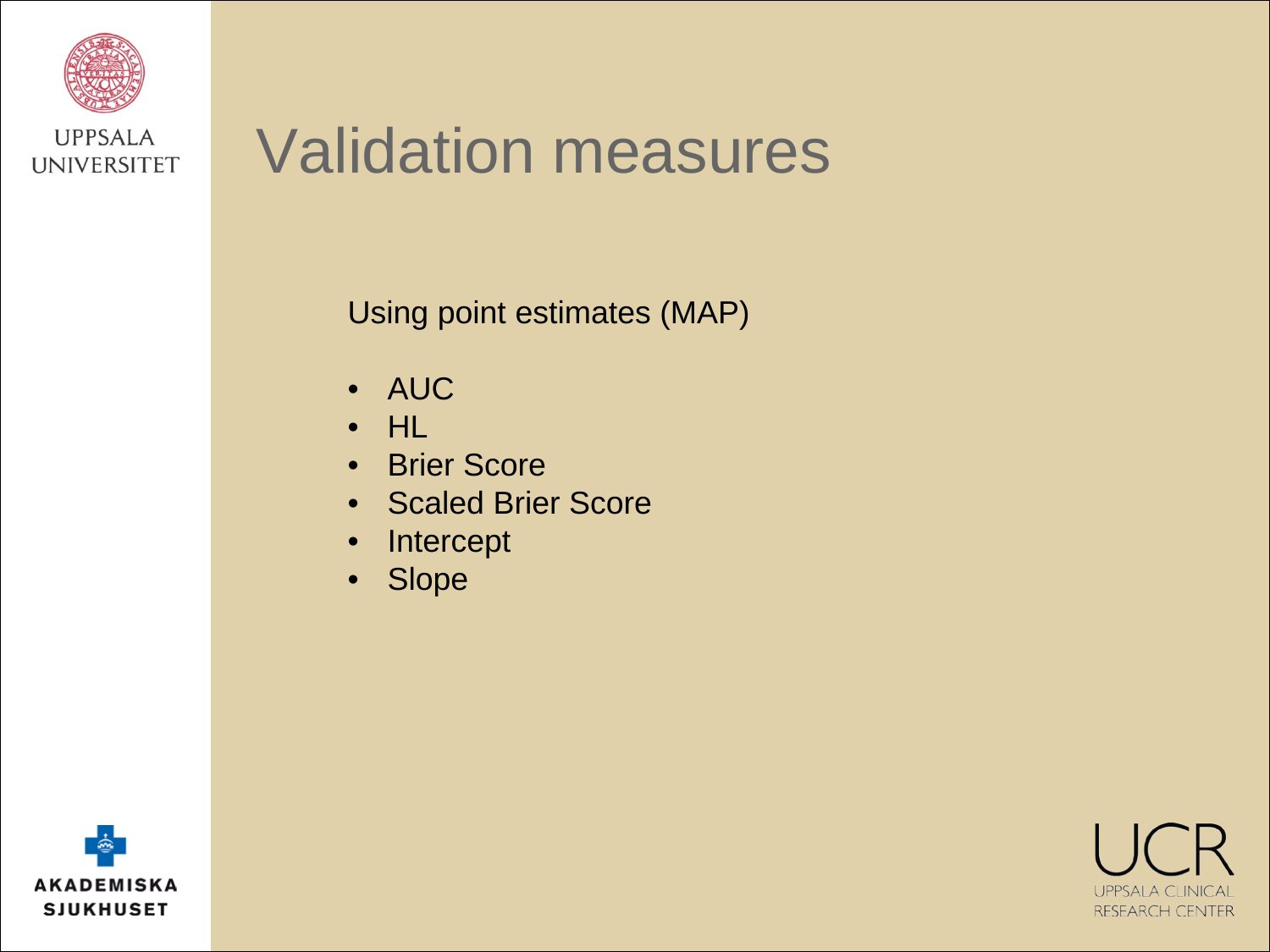# Validation measures

Using point estimates (MAP)

- AUC
- HL
- Brier Score
- Scaled Brier Score
- Intercept
- Slope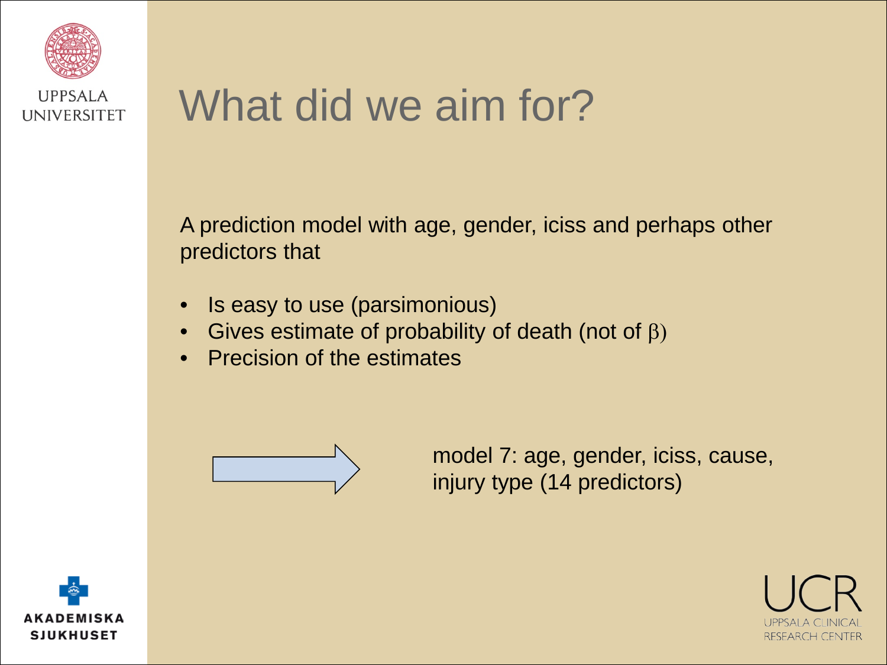# What did we aim for?

A prediction model with age, gender, iciss and perhaps other predictors that

- Is easy to use (parsimonious)
- Gives estimate of probability of death (not of $\beta$)
- Precision of the estimates

→ model 7: age, gender, iciss, cause, injury type (14 predictors)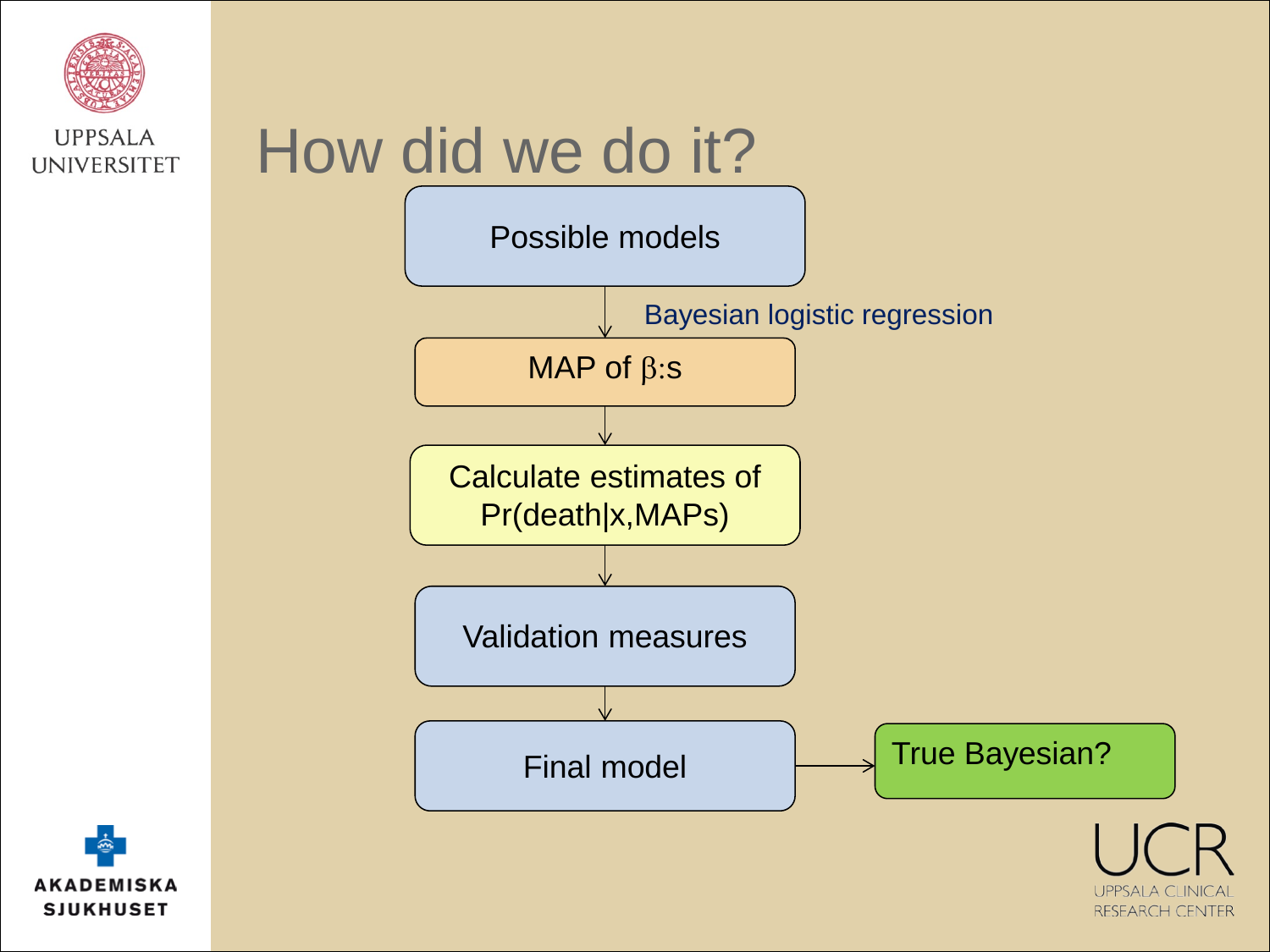# How did we do it?

Possible models

↓ Bayesian logistic regression

MAP of $\beta$:s

↓

Calculate estimates of Pr(death|x,MAPs)

↓

Validation measures

↓

Final model → True Bayesian?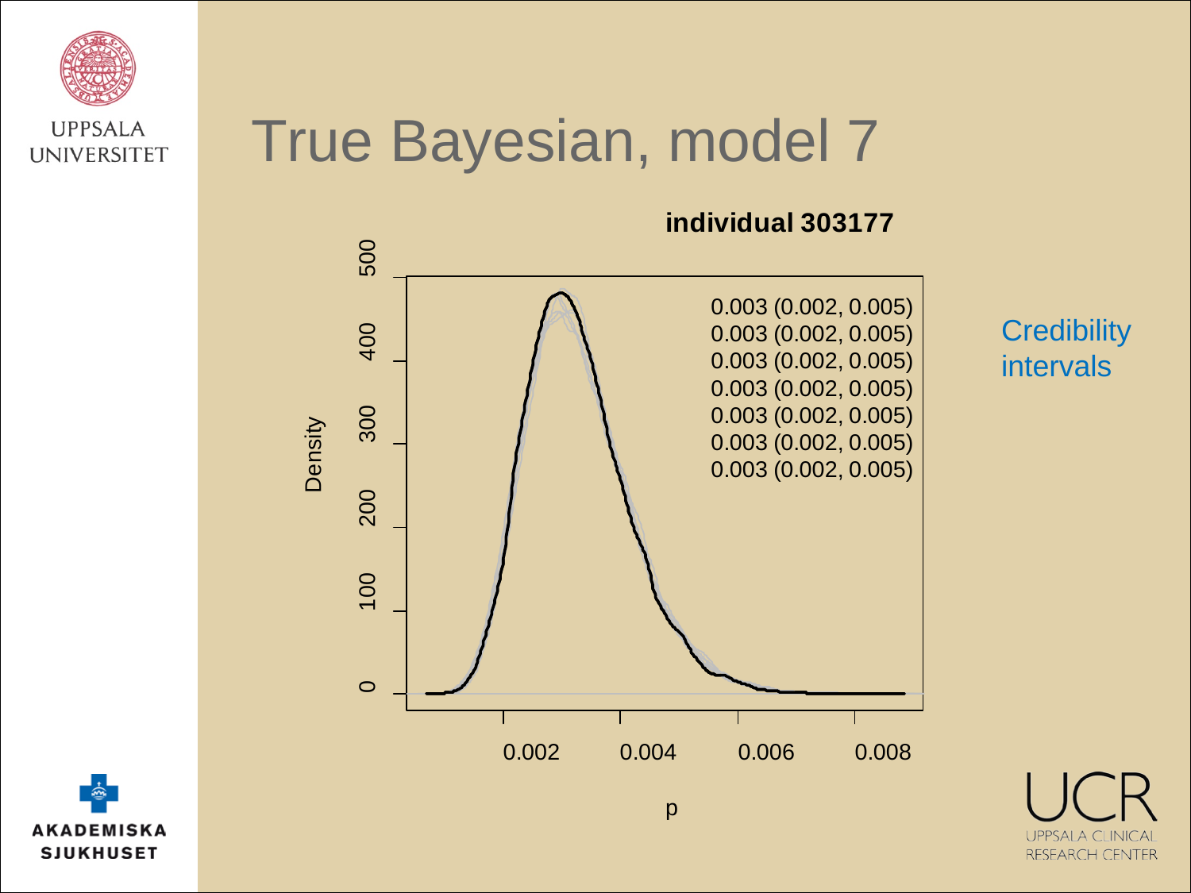# True Bayesian, model 7

**individual 303177**

0.003 (0.002, 0.005)
0.003 (0.002, 0.005)
0.003 (0.002, 0.005)
0.003 (0.002, 0.005)
0.003 (0.002, 0.005)
0.003 (0.002, 0.005)
0.003 (0.002, 0.005)

Density

p

Credibility intervals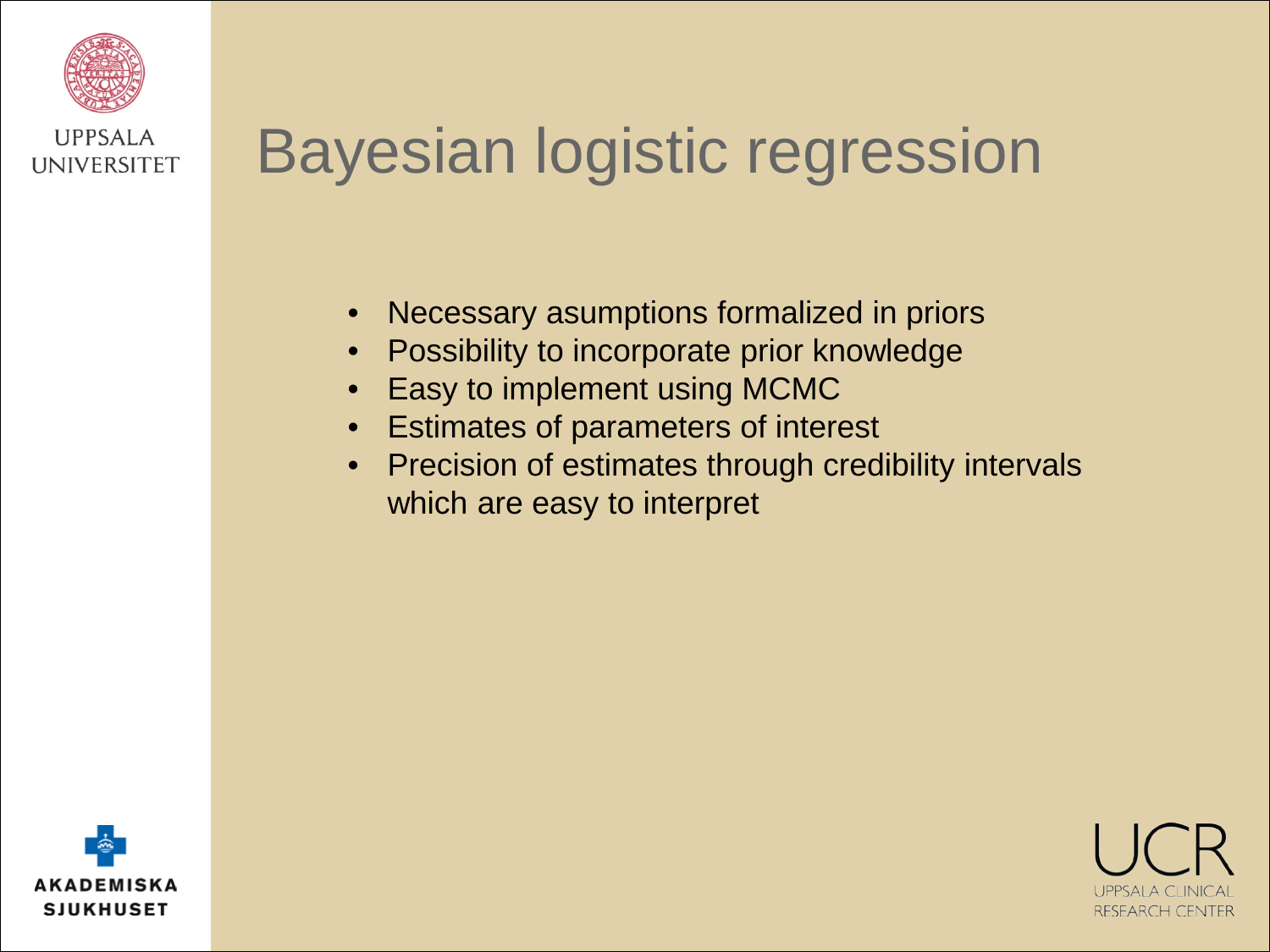# Bayesian logistic regression

- Necessary asumptions formalized in priors
- Possibility to incorporate prior knowledge
- Easy to implement using MCMC
- Estimates of parameters of interest
- Precision of estimates through credibility intervals which are easy to interpret